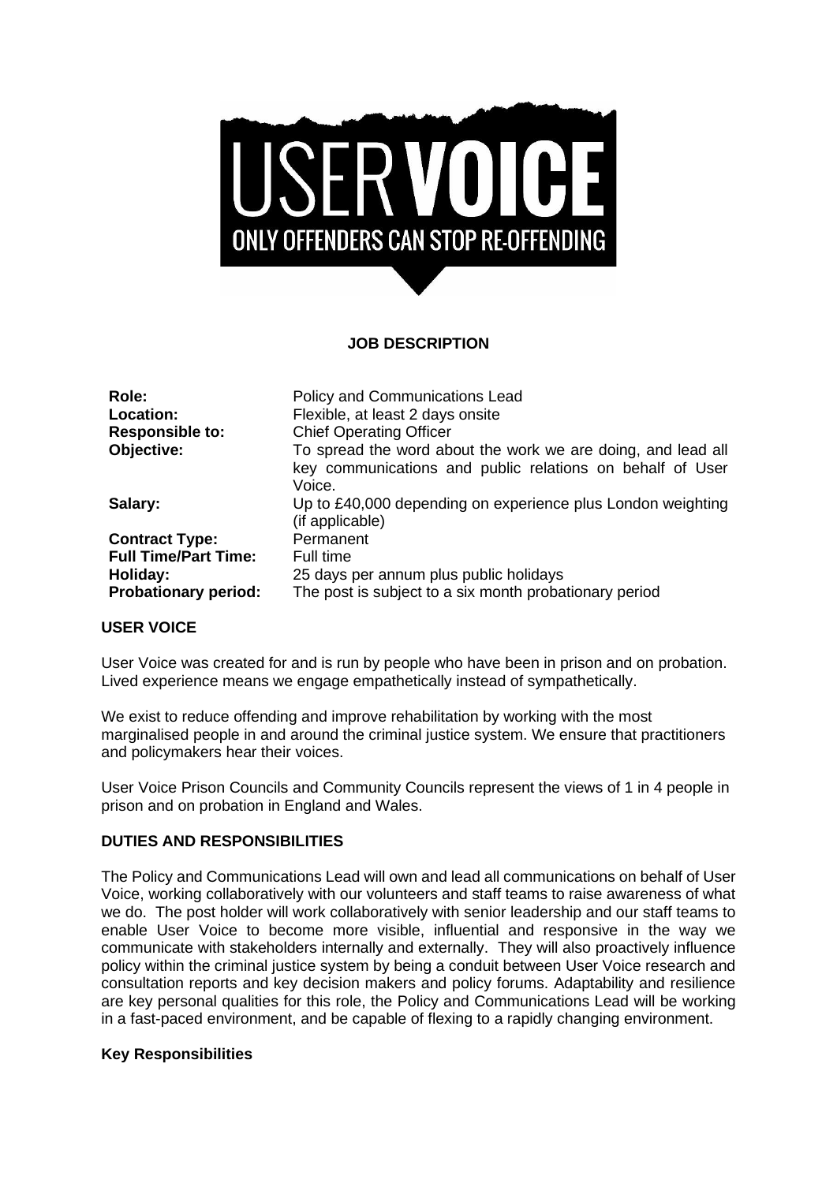USER VOICE

ONLY OFFENDERS CAN STOP RE-OFFENDING

# JOB DESCRIPTION

| | |
|---|---|
| **Role:** | Policy and Communications Lead |
| **Location:** | Flexible, at least 2 days onsite |
| **Responsible to:** | Chief Operating Officer |
| **Objective:** | To spread the word about the work we are doing, and lead all key communications and public relations on behalf of User Voice. |
| **Salary:** | Up to £40,000 depending on experience plus London weighting (if applicable) |
| **Contract Type:** | Permanent |
| **Full Time/Part Time:** | Full time |
| **Holiday:** | 25 days per annum plus public holidays |
| **Probationary period:** | The post is subject to a six month probationary period |

## USER VOICE

User Voice was created for and is run by people who have been in prison and on probation. Lived experience means we engage empathetically instead of sympathetically.

We exist to reduce offending and improve rehabilitation by working with the most marginalised people in and around the criminal justice system. We ensure that practitioners and policymakers hear their voices.

User Voice Prison Councils and Community Councils represent the views of 1 in 4 people in prison and on probation in England and Wales.

## DUTIES AND RESPONSIBILITIES

The Policy and Communications Lead will own and lead all communications on behalf of User Voice, working collaboratively with our volunteers and staff teams to raise awareness of what we do. The post holder will work collaboratively with senior leadership and our staff teams to enable User Voice to become more visible, influential and responsive in the way we communicate with stakeholders internally and externally. They will also proactively influence policy within the criminal justice system by being a conduit between User Voice research and consultation reports and key decision makers and policy forums. Adaptability and resilience are key personal qualities for this role, the Policy and Communications Lead will be working in a fast-paced environment, and be capable of flexing to a rapidly changing environment.

### Key Responsibilities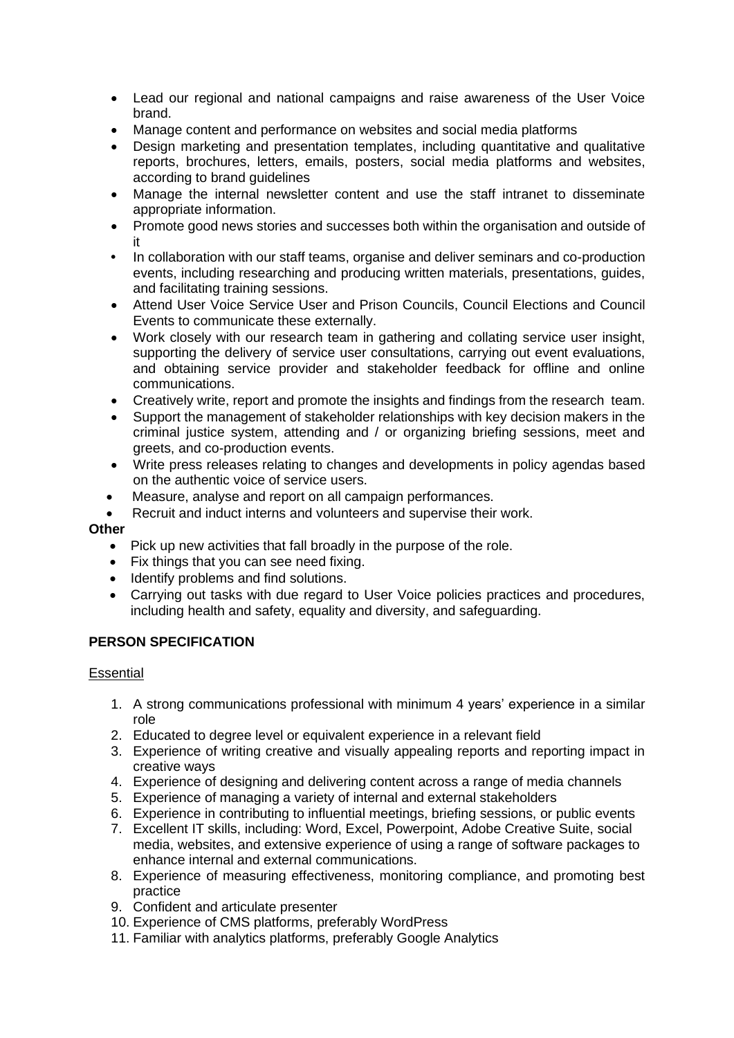- Lead our regional and national campaigns and raise awareness of the User Voice brand.
- Manage content and performance on websites and social media platforms
- Design marketing and presentation templates, including quantitative and qualitative reports, brochures, letters, emails, posters, social media platforms and websites, according to brand guidelines
- Manage the internal newsletter content and use the staff intranet to disseminate appropriate information.
- Promote good news stories and successes both within the organisation and outside of it
- In collaboration with our staff teams, organise and deliver seminars and co-production events, including researching and producing written materials, presentations, guides, and facilitating training sessions.
- Attend User Voice Service User and Prison Councils, Council Elections and Council Events to communicate these externally.
- Work closely with our research team in gathering and collating service user insight, supporting the delivery of service user consultations, carrying out event evaluations, and obtaining service provider and stakeholder feedback for offline and online communications.
- Creatively write, report and promote the insights and findings from the research team.
- Support the management of stakeholder relationships with key decision makers in the criminal justice system, attending and / or organizing briefing sessions, meet and greets, and co-production events.
- Write press releases relating to changes and developments in policy agendas based on the authentic voice of service users.
- Measure, analyse and report on all campaign performances.
- Recruit and induct interns and volunteers and supervise their work.

**Other**

- Pick up new activities that fall broadly in the purpose of the role.
- Fix things that you can see need fixing.
- Identify problems and find solutions.
- Carrying out tasks with due regard to User Voice policies practices and procedures, including health and safety, equality and diversity, and safeguarding.

**PERSON SPECIFICATION**

Essential

1. A strong communications professional with minimum 4 years' experience in a similar role
2. Educated to degree level or equivalent experience in a relevant field
3. Experience of writing creative and visually appealing reports and reporting impact in creative ways
4. Experience of designing and delivering content across a range of media channels
5. Experience of managing a variety of internal and external stakeholders
6. Experience in contributing to influential meetings, briefing sessions, or public events
7. Excellent IT skills, including: Word, Excel, Powerpoint, Adobe Creative Suite, social media, websites, and extensive experience of using a range of software packages to enhance internal and external communications.
8. Experience of measuring effectiveness, monitoring compliance, and promoting best practice
9. Confident and articulate presenter
10. Experience of CMS platforms, preferably WordPress
11. Familiar with analytics platforms, preferably Google Analytics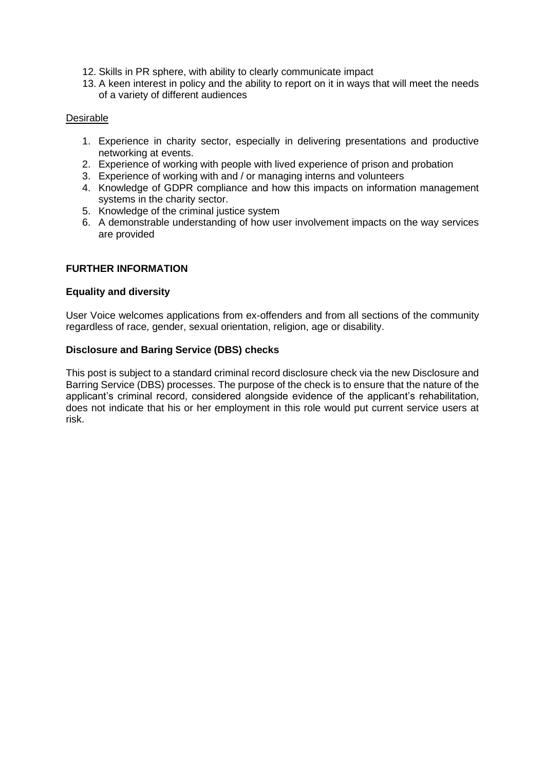12. Skills in PR sphere, with ability to clearly communicate impact
13. A keen interest in policy and the ability to report on it in ways that will meet the needs of a variety of different audiences

<u>Desirable</u>

1. Experience in charity sector, especially in delivering presentations and productive networking at events.
2. Experience of working with people with lived experience of prison and probation
3. Experience of working with and / or managing interns and volunteers
4. Knowledge of GDPR compliance and how this impacts on information management systems in the charity sector.
5. Knowledge of the criminal justice system
6. A demonstrable understanding of how user involvement impacts on the way services are provided

**FURTHER INFORMATION**

**Equality and diversity**

User Voice welcomes applications from ex-offenders and from all sections of the community regardless of race, gender, sexual orientation, religion, age or disability.

**Disclosure and Baring Service (DBS) checks**

This post is subject to a standard criminal record disclosure check via the new Disclosure and Barring Service (DBS) processes. The purpose of the check is to ensure that the nature of the applicant's criminal record, considered alongside evidence of the applicant's rehabilitation, does not indicate that his or her employment in this role would put current service users at risk.